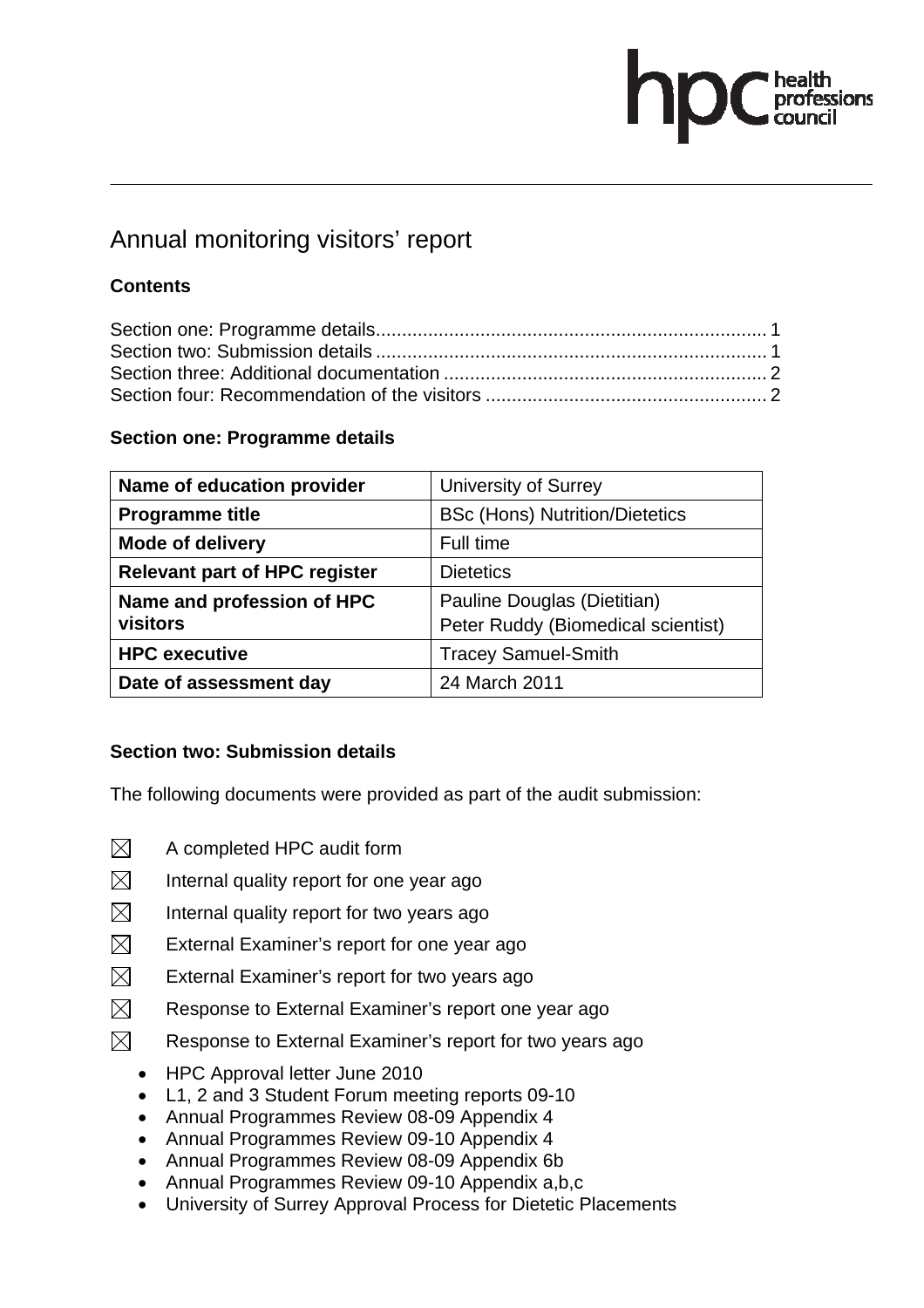# Annual monitoring visitors' report

**Contents**

Section one: Programme details .......................................................................... 1
Section two: Submission details .......................................................................... 1
Section three: Additional documentation ............................................................. 2
Section four: Recommendation of the visitors ..................................................... 2

## Section one: Programme details

| Name of education provider | University of Surrey |
|---|---|
| **Programme title** | BSc (Hons) Nutrition/Dietetics |
| **Mode of delivery** | Full time |
| **Relevant part of HPC register** | Dietetics |
| **Name and profession of HPC visitors** | Pauline Douglas (Dietitian)<br>Peter Ruddy (Biomedical scientist) |
| **HPC executive** | Tracey Samuel-Smith |
| **Date of assessment day** | 24 March 2011 |

## Section two: Submission details

The following documents were provided as part of the audit submission:

- ☒ A completed HPC audit form
- ☒ Internal quality report for one year ago
- ☒ Internal quality report for two years ago
- ☒ External Examiner's report for one year ago
- ☒ External Examiner's report for two years ago
- ☒ Response to External Examiner's report one year ago
- ☒ Response to External Examiner's report for two years ago
  - HPC Approval letter June 2010
  - L1, 2 and 3 Student Forum meeting reports 09-10
  - Annual Programmes Review 08-09 Appendix 4
  - Annual Programmes Review 09-10 Appendix 4
  - Annual Programmes Review 08-09 Appendix 6b
  - Annual Programmes Review 09-10 Appendix a,b,c
  - University of Surrey Approval Process for Dietetic Placements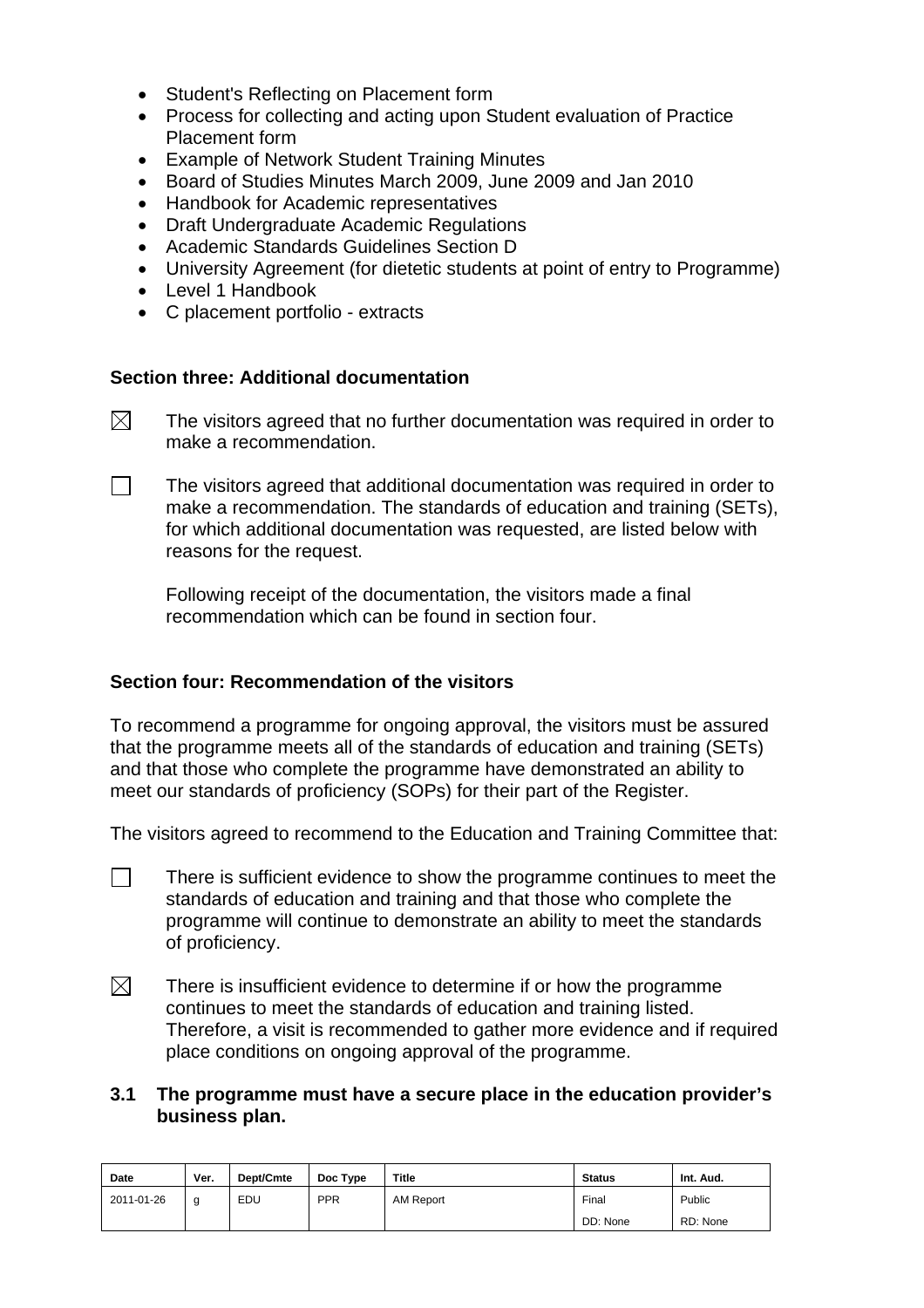- Student's Reflecting on Placement form
- Process for collecting and acting upon Student evaluation of Practice Placement form
- Example of Network Student Training Minutes
- Board of Studies Minutes March 2009, June 2009 and Jan 2010
- Handbook for Academic representatives
- Draft Undergraduate Academic Regulations
- Academic Standards Guidelines Section D
- University Agreement (for dietetic students at point of entry to Programme)
- Level 1 Handbook
- C placement portfolio - extracts

**Section three: Additional documentation**

☒ The visitors agreed that no further documentation was required in order to make a recommendation.

☐ The visitors agreed that additional documentation was required in order to make a recommendation. The standards of education and training (SETs), for which additional documentation was requested, are listed below with reasons for the request.

Following receipt of the documentation, the visitors made a final recommendation which can be found in section four.

**Section four: Recommendation of the visitors**

To recommend a programme for ongoing approval, the visitors must be assured that the programme meets all of the standards of education and training (SETs) and that those who complete the programme have demonstrated an ability to meet our standards of proficiency (SOPs) for their part of the Register.

The visitors agreed to recommend to the Education and Training Committee that:

☐ There is sufficient evidence to show the programme continues to meet the standards of education and training and that those who complete the programme will continue to demonstrate an ability to meet the standards of proficiency.

☒ There is insufficient evidence to determine if or how the programme continues to meet the standards of education and training listed. Therefore, a visit is recommended to gather more evidence and if required place conditions on ongoing approval of the programme.

**3.1 The programme must have a secure place in the education provider's business plan.**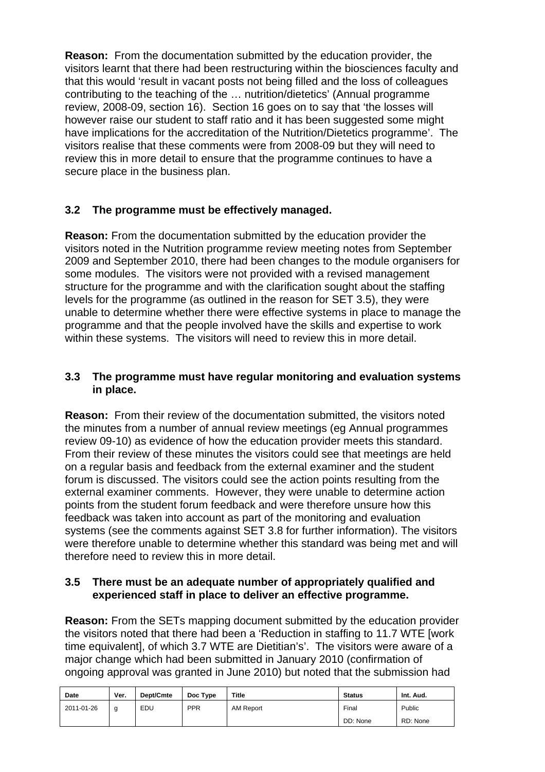**Reason:** From the documentation submitted by the education provider, the visitors learnt that there had been restructuring within the biosciences faculty and that this would 'result in vacant posts not being filled and the loss of colleagues contributing to the teaching of the … nutrition/dietetics' (Annual programme review, 2008-09, section 16). Section 16 goes on to say that 'the losses will however raise our student to staff ratio and it has been suggested some might have implications for the accreditation of the Nutrition/Dietetics programme'. The visitors realise that these comments were from 2008-09 but they will need to review this in more detail to ensure that the programme continues to have a secure place in the business plan.

### 3.2 The programme must be effectively managed.

**Reason:** From the documentation submitted by the education provider the visitors noted in the Nutrition programme review meeting notes from September 2009 and September 2010, there had been changes to the module organisers for some modules. The visitors were not provided with a revised management structure for the programme and with the clarification sought about the staffing levels for the programme (as outlined in the reason for SET 3.5), they were unable to determine whether there were effective systems in place to manage the programme and that the people involved have the skills and expertise to work within these systems. The visitors will need to review this in more detail.

### 3.3 The programme must have regular monitoring and evaluation systems in place.

**Reason:** From their review of the documentation submitted, the visitors noted the minutes from a number of annual review meetings (eg Annual programmes review 09-10) as evidence of how the education provider meets this standard. From their review of these minutes the visitors could see that meetings are held on a regular basis and feedback from the external examiner and the student forum is discussed. The visitors could see the action points resulting from the external examiner comments. However, they were unable to determine action points from the student forum feedback and were therefore unsure how this feedback was taken into account as part of the monitoring and evaluation systems (see the comments against SET 3.8 for further information). The visitors were therefore unable to determine whether this standard was being met and will therefore need to review this in more detail.

### 3.5 There must be an adequate number of appropriately qualified and experienced staff in place to deliver an effective programme.

**Reason:** From the SETs mapping document submitted by the education provider the visitors noted that there had been a 'Reduction in staffing to 11.7 WTE [work time equivalent], of which 3.7 WTE are Dietitian's'. The visitors were aware of a major change which had been submitted in January 2010 (confirmation of ongoing approval was granted in June 2010) but noted that the submission had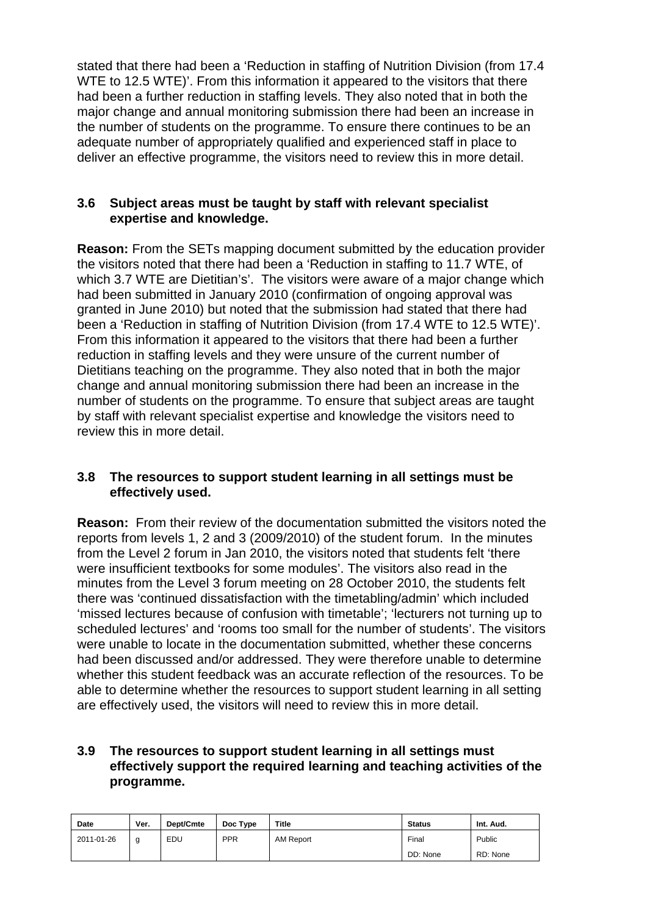stated that there had been a 'Reduction in staffing of Nutrition Division (from 17.4 WTE to 12.5 WTE)'. From this information it appeared to the visitors that there had been a further reduction in staffing levels. They also noted that in both the major change and annual monitoring submission there had been an increase in the number of students on the programme. To ensure there continues to be an adequate number of appropriately qualified and experienced staff in place to deliver an effective programme, the visitors need to review this in more detail.

**3.6 Subject areas must be taught by staff with relevant specialist expertise and knowledge.**

**Reason:** From the SETs mapping document submitted by the education provider the visitors noted that there had been a 'Reduction in staffing to 11.7 WTE, of which 3.7 WTE are Dietitian's'. The visitors were aware of a major change which had been submitted in January 2010 (confirmation of ongoing approval was granted in June 2010) but noted that the submission had stated that there had been a 'Reduction in staffing of Nutrition Division (from 17.4 WTE to 12.5 WTE)'. From this information it appeared to the visitors that there had been a further reduction in staffing levels and they were unsure of the current number of Dietitians teaching on the programme. They also noted that in both the major change and annual monitoring submission there had been an increase in the number of students on the programme. To ensure that subject areas are taught by staff with relevant specialist expertise and knowledge the visitors need to review this in more detail.

**3.8 The resources to support student learning in all settings must be effectively used.**

**Reason:** From their review of the documentation submitted the visitors noted the reports from levels 1, 2 and 3 (2009/2010) of the student forum. In the minutes from the Level 2 forum in Jan 2010, the visitors noted that students felt 'there were insufficient textbooks for some modules'. The visitors also read in the minutes from the Level 3 forum meeting on 28 October 2010, the students felt there was 'continued dissatisfaction with the timetabling/admin' which included 'missed lectures because of confusion with timetable'; 'lecturers not turning up to scheduled lectures' and 'rooms too small for the number of students'. The visitors were unable to locate in the documentation submitted, whether these concerns had been discussed and/or addressed. They were therefore unable to determine whether this student feedback was an accurate reflection of the resources. To be able to determine whether the resources to support student learning in all setting are effectively used, the visitors will need to review this in more detail.

**3.9 The resources to support student learning in all settings must effectively support the required learning and teaching activities of the programme.**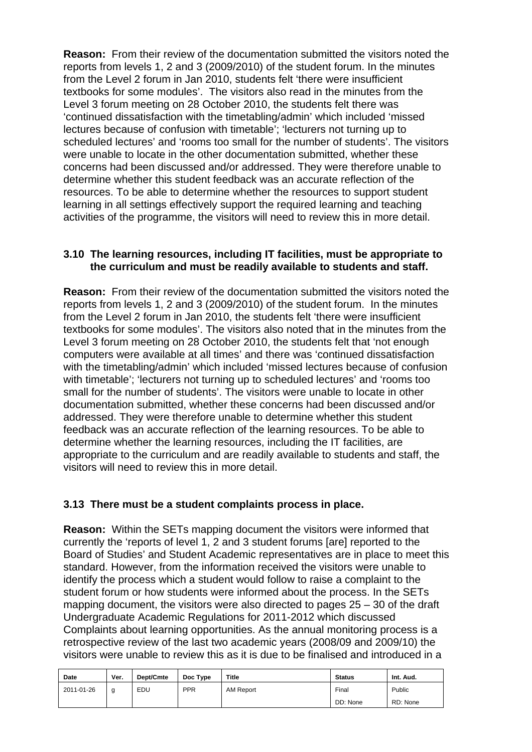**Reason:** From their review of the documentation submitted the visitors noted the reports from levels 1, 2 and 3 (2009/2010) of the student forum. In the minutes from the Level 2 forum in Jan 2010, students felt 'there were insufficient textbooks for some modules'. The visitors also read in the minutes from the Level 3 forum meeting on 28 October 2010, the students felt there was 'continued dissatisfaction with the timetabling/admin' which included 'missed lectures because of confusion with timetable'; 'lecturers not turning up to scheduled lectures' and 'rooms too small for the number of students'. The visitors were unable to locate in the other documentation submitted, whether these concerns had been discussed and/or addressed. They were therefore unable to determine whether this student feedback was an accurate reflection of the resources. To be able to determine whether the resources to support student learning in all settings effectively support the required learning and teaching activities of the programme, the visitors will need to review this in more detail.

**3.10 The learning resources, including IT facilities, must be appropriate to the curriculum and must be readily available to students and staff.**

**Reason:** From their review of the documentation submitted the visitors noted the reports from levels 1, 2 and 3 (2009/2010) of the student forum. In the minutes from the Level 2 forum in Jan 2010, the students felt 'there were insufficient textbooks for some modules'. The visitors also noted that in the minutes from the Level 3 forum meeting on 28 October 2010, the students felt that 'not enough computers were available at all times' and there was 'continued dissatisfaction with the timetabling/admin' which included 'missed lectures because of confusion with timetable'; 'lecturers not turning up to scheduled lectures' and 'rooms too small for the number of students'. The visitors were unable to locate in other documentation submitted, whether these concerns had been discussed and/or addressed. They were therefore unable to determine whether this student feedback was an accurate reflection of the learning resources. To be able to determine whether the learning resources, including the IT facilities, are appropriate to the curriculum and are readily available to students and staff, the visitors will need to review this in more detail.

**3.13 There must be a student complaints process in place.**

**Reason:** Within the SETs mapping document the visitors were informed that currently the 'reports of level 1, 2 and 3 student forums [are] reported to the Board of Studies' and Student Academic representatives are in place to meet this standard. However, from the information received the visitors were unable to identify the process which a student would follow to raise a complaint to the student forum or how students were informed about the process. In the SETs mapping document, the visitors were also directed to pages 25 – 30 of the draft Undergraduate Academic Regulations for 2011-2012 which discussed Complaints about learning opportunities. As the annual monitoring process is a retrospective review of the last two academic years (2008/09 and 2009/10) the visitors were unable to review this as it is due to be finalised and introduced in a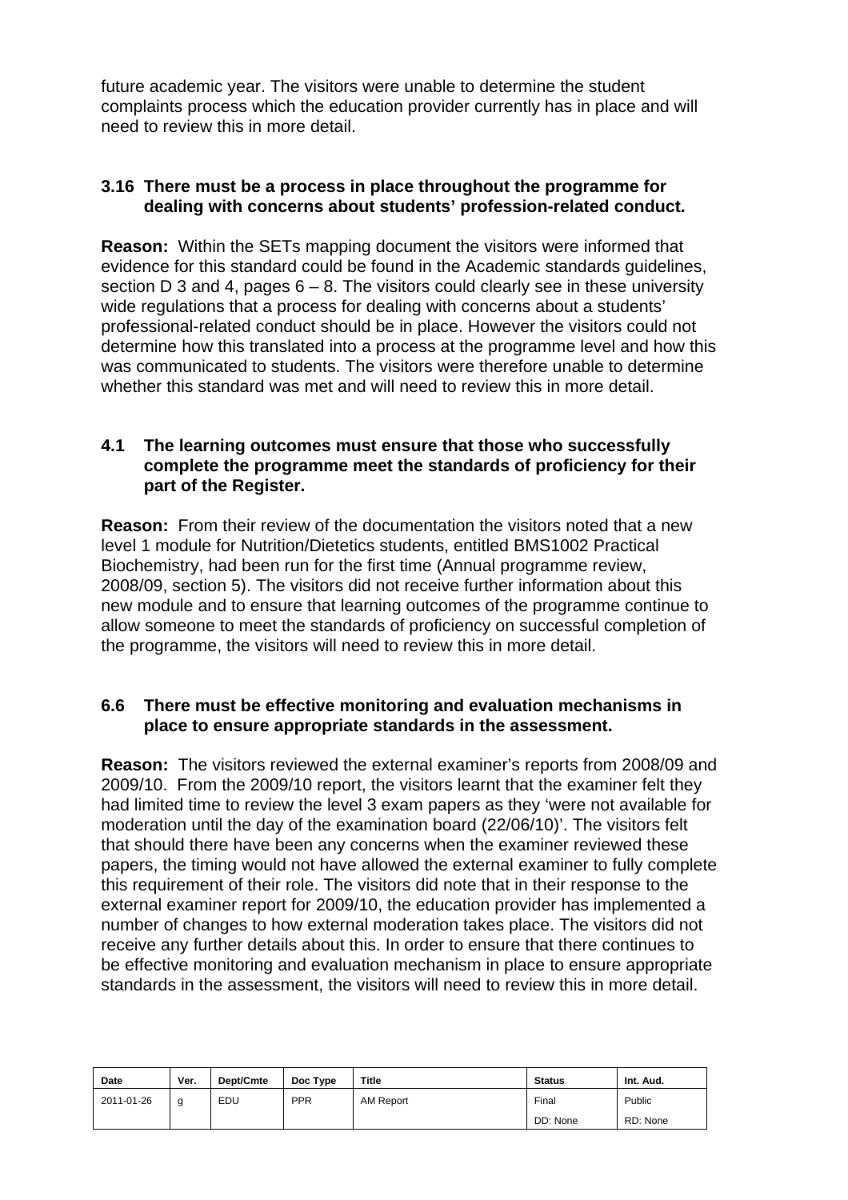future academic year. The visitors were unable to determine the student complaints process which the education provider currently has in place and will need to review this in more detail.

**3.16 There must be a process in place throughout the programme for dealing with concerns about students' profession-related conduct.**

**Reason:** Within the SETs mapping document the visitors were informed that evidence for this standard could be found in the Academic standards guidelines, section D 3 and 4, pages 6 – 8. The visitors could clearly see in these university wide regulations that a process for dealing with concerns about a students' professional-related conduct should be in place. However the visitors could not determine how this translated into a process at the programme level and how this was communicated to students. The visitors were therefore unable to determine whether this standard was met and will need to review this in more detail.

**4.1 The learning outcomes must ensure that those who successfully complete the programme meet the standards of proficiency for their part of the Register.**

**Reason:** From their review of the documentation the visitors noted that a new level 1 module for Nutrition/Dietetics students, entitled BMS1002 Practical Biochemistry, had been run for the first time (Annual programme review, 2008/09, section 5). The visitors did not receive further information about this new module and to ensure that learning outcomes of the programme continue to allow someone to meet the standards of proficiency on successful completion of the programme, the visitors will need to review this in more detail.

**6.6 There must be effective monitoring and evaluation mechanisms in place to ensure appropriate standards in the assessment.**

**Reason:** The visitors reviewed the external examiner's reports from 2008/09 and 2009/10. From the 2009/10 report, the visitors learnt that the examiner felt they had limited time to review the level 3 exam papers as they 'were not available for moderation until the day of the examination board (22/06/10)'. The visitors felt that should there have been any concerns when the examiner reviewed these papers, the timing would not have allowed the external examiner to fully complete this requirement of their role. The visitors did note that in their response to the external examiner report for 2009/10, the education provider has implemented a number of changes to how external moderation takes place. The visitors did not receive any further details about this. In order to ensure that there continues to be effective monitoring and evaluation mechanism in place to ensure appropriate standards in the assessment, the visitors will need to review this in more detail.